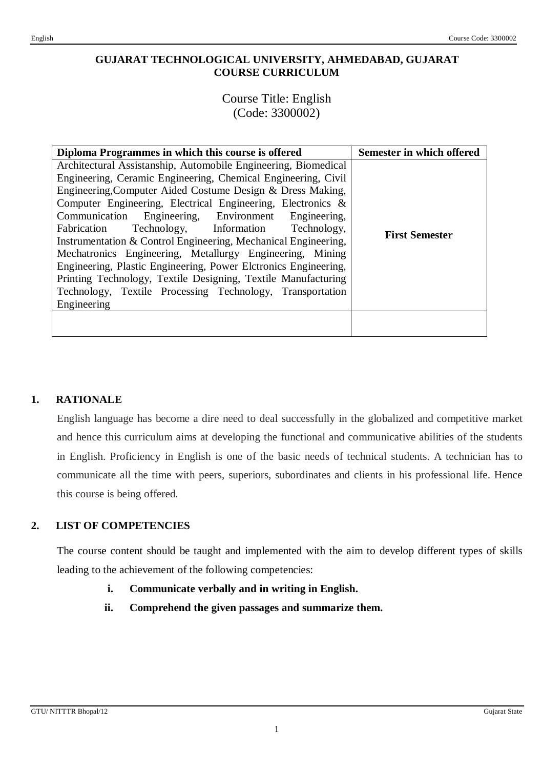**GUJARAT TECHNOLOGICAL UNIVERSITY, AHMEDABAD, GUJARAT**
**COURSE CURRICULUM**

Course Title: English
(Code: 3300002)

| **Diploma Programmes in which this course is offered** | **Semester in which offered** |
|---|---|
| Architectural Assistanship, Automobile Engineering, Biomedical Engineering, Ceramic Engineering, Chemical Engineering, Civil Engineering,Computer Aided Costume Design & Dress Making, Computer Engineering, Electrical Engineering, Electronics & Communication Engineering, Environment Engineering, Fabrication Technology, Information Technology, Instrumentation & Control Engineering, Mechanical Engineering, Mechatronics Engineering, Metallurgy Engineering, Mining Engineering, Plastic Engineering, Power Elctronics Engineering, Printing Technology, Textile Designing, Textile Manufacturing Technology, Textile Processing Technology, Transportation Engineering | **First Semester** |
| | |

## 1. RATIONALE

English language has become a dire need to deal successfully in the globalized and competitive market and hence this curriculum aims at developing the functional and communicative abilities of the students in English. Proficiency in English is one of the basic needs of technical students. A technician has to communicate all the time with peers, superiors, subordinates and clients in his professional life. Hence this course is being offered.

## 2. LIST OF COMPETENCIES

The course content should be taught and implemented with the aim to develop different types of skills leading to the achievement of the following competencies:

- i. **Communicate verbally and in writing in English.**
- ii. **Comprehend the given passages and summarize them.**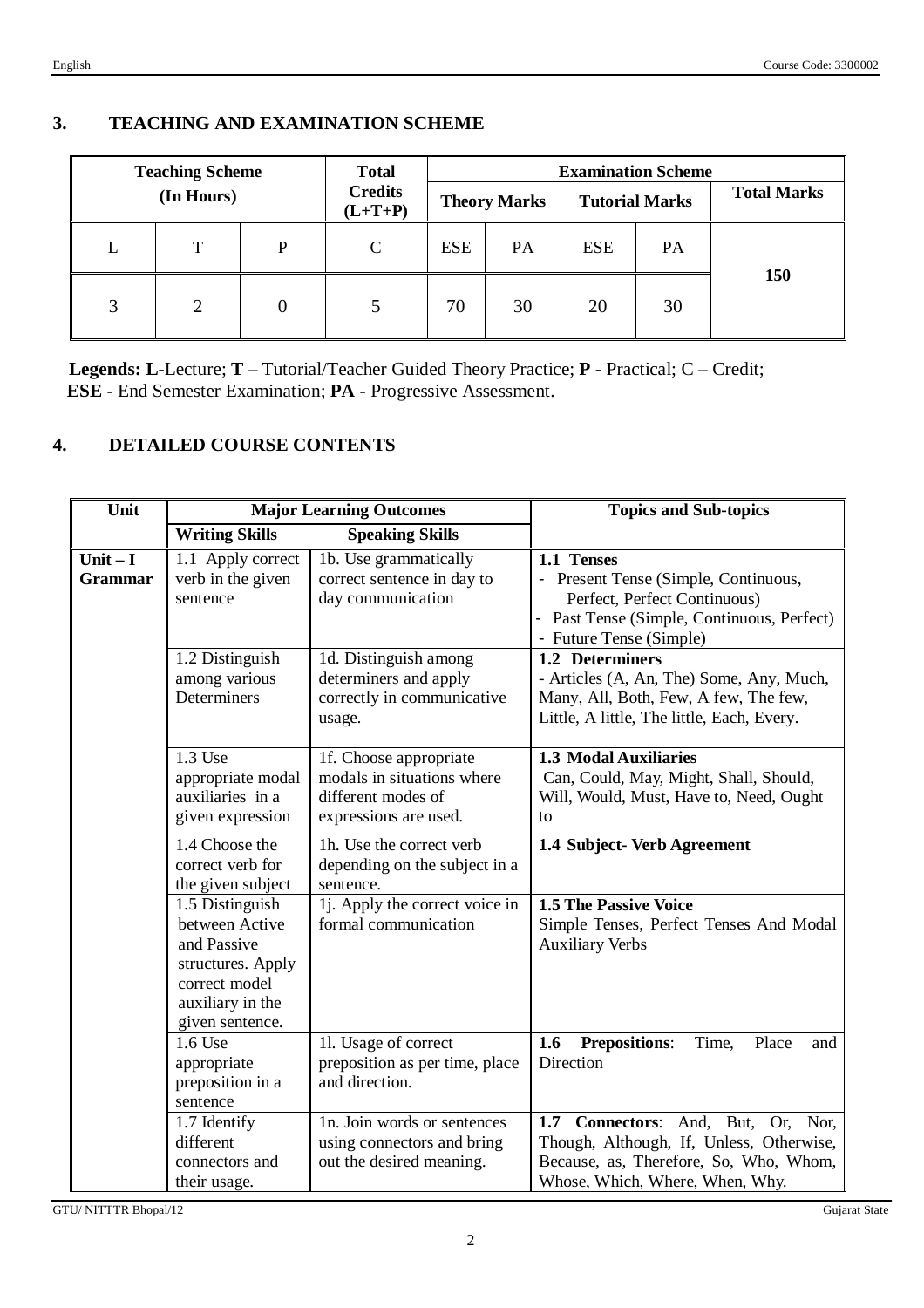## 3. TEACHING AND EXAMINATION SCHEME

| Teaching Scheme (In Hours) | | | Total Credits (L+T+P) | Examination Scheme | | | | |
|---|---|---|---|---|---|---|---|---|
| | | | | Theory Marks | | Tutorial Marks | | Total Marks |
| L | T | P | C | ESE | PA | ESE | PA | 150 |
| 3 | 2 | 0 | 5 | 70 | 30 | 20 | 30 | |

**Legends: L**-Lecture; **T** – Tutorial/Teacher Guided Theory Practice; **P** - Practical; C – Credit; **ESE** - End Semester Examination; **PA** - Progressive Assessment.

## 4. DETAILED COURSE CONTENTS

| Unit | Major Learning Outcomes | | Topics and Sub-topics |
|---|---|---|---|
| | **Writing Skills** | **Speaking Skills** | |
| **Unit – I Grammar** | 1.1 Apply correct verb in the given sentence | 1b. Use grammatically correct sentence in day to day communication | **1.1 Tenses**<br>- Present Tense (Simple, Continuous, Perfect, Perfect Continuous)<br>- Past Tense (Simple, Continuous, Perfect)<br>- Future Tense (Simple) |
| | 1.2 Distinguish among various Determiners | 1d. Distinguish among determiners and apply correctly in communicative usage. | **1.2 Determiners**<br>- Articles (A, An, The) Some, Any, Much, Many, All, Both, Few, A few, The few, Little, A little, The little, Each, Every. |
| | 1.3 Use appropriate modal auxiliaries in a given expression | 1f. Choose appropriate modals in situations where different modes of expressions are used. | **1.3 Modal Auxiliaries**<br>Can, Could, May, Might, Shall, Should, Will, Would, Must, Have to, Need, Ought to |
| | 1.4 Choose the correct verb for the given subject | 1h. Use the correct verb depending on the subject in a sentence. | **1.4 Subject- Verb Agreement** |
| | 1.5 Distinguish between Active and Passive structures. Apply correct model auxiliary in the given sentence. | 1j. Apply the correct voice in formal communication | **1.5 The Passive Voice**<br>Simple Tenses, Perfect Tenses And Modal Auxiliary Verbs |
| | 1.6 Use appropriate preposition in a sentence | 1l. Usage of correct preposition as per time, place and direction. | **1.6 Prepositions**: Time, Place and Direction |
| | 1.7 Identify different connectors and their usage. | 1n. Join words or sentences using connectors and bring out the desired meaning. | **1.7 Connectors**: And, But, Or, Nor, Though, Although, If, Unless, Otherwise, Because, as, Therefore, So, Who, Whom, Whose, Which, Where, When, Why. |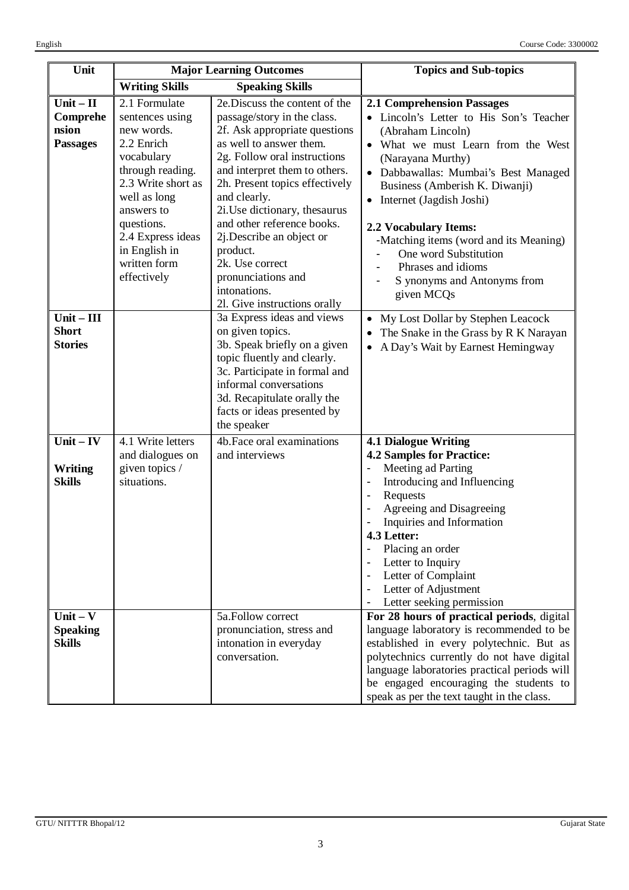| Unit | Major Learning Outcomes | | Topics and Sub-topics |
|---|---|---|---|
| | **Writing Skills** | **Speaking Skills** | |
| **Unit – II Comprehension Passages** | 2.1 Formulate sentences using new words.<br>2.2 Enrich vocabulary through reading.<br>2.3 Write short as well as long answers to questions.<br>2.4 Express ideas in English in written form effectively | 2e.Discuss the content of the passage/story in the class.<br>2f. Ask appropriate questions as well to answer them.<br>2g. Follow oral instructions and interpret them to others.<br>2h. Present topics effectively and clearly.<br>2i.Use dictionary, thesaurus and other reference books.<br>2j.Describe an object or product.<br>2k. Use correct pronunciations and intonations.<br>2l. Give instructions orally | **2.1 Comprehension Passages**<br>• Lincoln's Letter to His Son's Teacher (Abraham Lincoln)<br>• What we must Learn from the West (Narayana Murthy)<br>• Dabbawallas: Mumbai's Best Managed Business (Amberish K. Diwanji)<br>• Internet (Jagdish Joshi)<br>**2.2 Vocabulary Items:**<br>-Matching items (word and its Meaning)<br>- One word Substitution<br>- Phrases and idioms<br>- S ynonyms and Antonyms from given MCQs |
| **Unit – III Short Stories** | | 3a Express ideas and views on given topics.<br>3b. Speak briefly on a given topic fluently and clearly.<br>3c. Participate in formal and informal conversations<br>3d. Recapitulate orally the facts or ideas presented by the speaker | • My Lost Dollar by Stephen Leacock<br>• The Snake in the Grass by R K Narayan<br>• A Day's Wait by Earnest Hemingway |
| **Unit – IV Writing Skills** | 4.1 Write letters and dialogues on given topics / situations. | 4b.Face oral examinations and interviews | **4.1 Dialogue Writing**<br>**4.2 Samples for Practice:**<br>- Meeting ad Parting<br>- Introducing and Influencing<br>- Requests<br>- Agreeing and Disagreeing<br>- Inquiries and Information<br>**4.3 Letter:**<br>- Placing an order<br>- Letter to Inquiry<br>- Letter of Complaint<br>- Letter of Adjustment<br>- Letter seeking permission |
| **Unit – V Speaking Skills** | | 5a.Follow correct pronunciation, stress and intonation in everyday conversation. | **For 28 hours of practical periods**, digital language laboratory is recommended to be established in every polytechnic. But as polytechnics currently do not have digital language laboratories practical periods will be engaged encouraging the students to speak as per the text taught in the class. |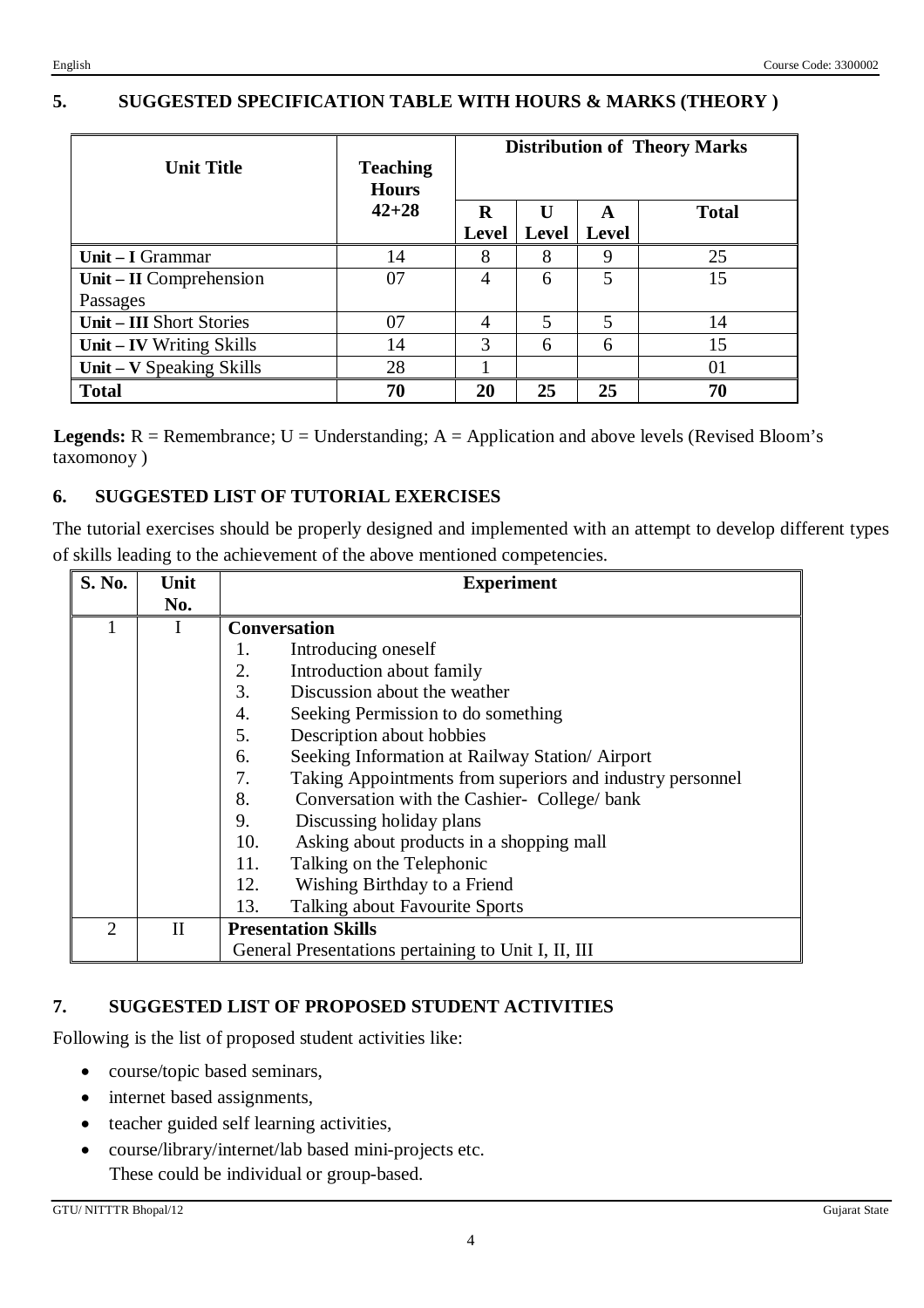## 5. SUGGESTED SPECIFICATION TABLE WITH HOURS & MARKS (THEORY )

| Unit Title | Teaching Hours 42+28 | Distribution of Theory Marks | | | |
|---|---|---|---|---|---|
| | | R Level | U Level | A Level | Total |
| **Unit – I** Grammar | 14 | 8 | 8 | 9 | 25 |
| **Unit – II** Comprehension Passages | 07 | 4 | 6 | 5 | 15 |
| **Unit – III** Short Stories | 07 | 4 | 5 | 5 | 14 |
| **Unit – IV** Writing Skills | 14 | 3 | 6 | 6 | 15 |
| **Unit – V** Speaking Skills | 28 | 1 | | | 01 |
| **Total** | **70** | **20** | **25** | **25** | **70** |

**Legends:** R = Remembrance; U = Understanding; A = Application and above levels (Revised Bloom's taxomonoy )

## 6. SUGGESTED LIST OF TUTORIAL EXERCISES

The tutorial exercises should be properly designed and implemented with an attempt to develop different types of skills leading to the achievement of the above mentioned competencies.

| S. No. | Unit No. | Experiment |
|---|---|---|
| 1 | I | **Conversation**<br>1. Introducing oneself<br>2. Introduction about family<br>3. Discussion about the weather<br>4. Seeking Permission to do something<br>5. Description about hobbies<br>6. Seeking Information at Railway Station/ Airport<br>7. Taking Appointments from superiors and industry personnel<br>8. Conversation with the Cashier- College/ bank<br>9. Discussing holiday plans<br>10. Asking about products in a shopping mall<br>11. Talking on the Telephonic<br>12. Wishing Birthday to a Friend<br>13. Talking about Favourite Sports |
| 2 | II | **Presentation Skills**<br>General Presentations pertaining to Unit I, II, III |

## 7. SUGGESTED LIST OF PROPOSED STUDENT ACTIVITIES

Following is the list of proposed student activities like:

- course/topic based seminars,
- internet based assignments,
- teacher guided self learning activities,
- course/library/internet/lab based mini-projects etc.
  These could be individual or group-based.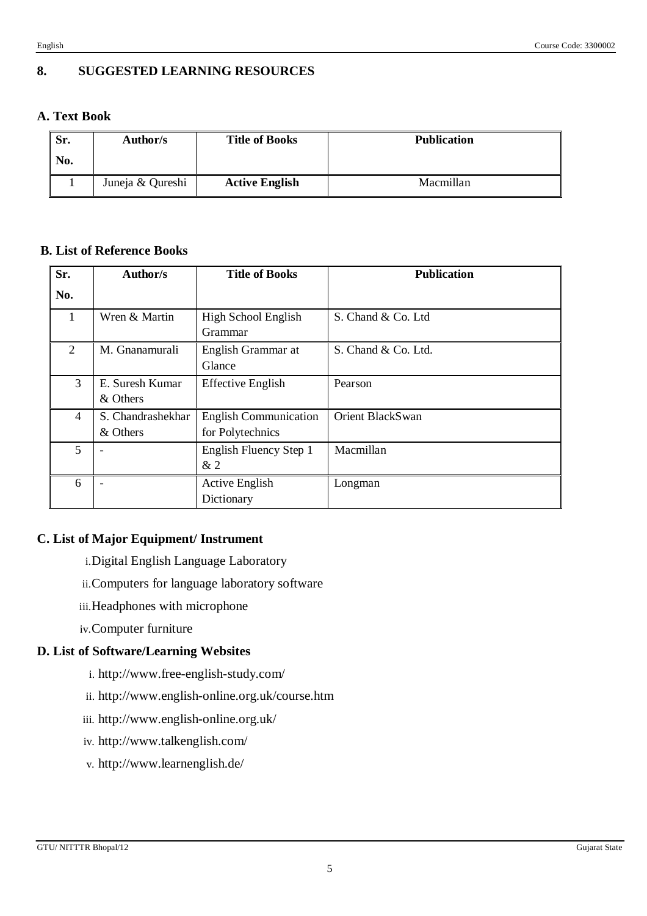## 8. SUGGESTED LEARNING RESOURCES

### A. Text Book

| Sr. No. | Author/s | Title of Books | Publication |
|---|---|---|---|
| 1 | Juneja & Qureshi | **Active English** | Macmillan |

### B. List of Reference Books

| Sr. No. | Author/s | Title of Books | Publication |
|---|---|---|---|
| 1 | Wren & Martin | High School English Grammar | S. Chand & Co. Ltd |
| 2 | M. Gnanamurali | English Grammar at Glance | S. Chand & Co. Ltd. |
| 3 | E. Suresh Kumar & Others | Effective English | Pearson |
| 4 | S. Chandrashekhar & Others | English Communication for Polytechnics | Orient BlackSwan |
| 5 | - | English Fluency Step 1 & 2 | Macmillan |
| 6 | - | Active English Dictionary | Longman |

### C. List of Major Equipment/ Instrument

i. Digital English Language Laboratory

ii. Computers for language laboratory software

iii. Headphones with microphone

iv. Computer furniture

### D. List of Software/Learning Websites

i. http://www.free-english-study.com/

ii. http://www.english-online.org.uk/course.htm

iii. http://www.english-online.org.uk/

iv. http://www.talkenglish.com/

v. http://www.learnenglish.de/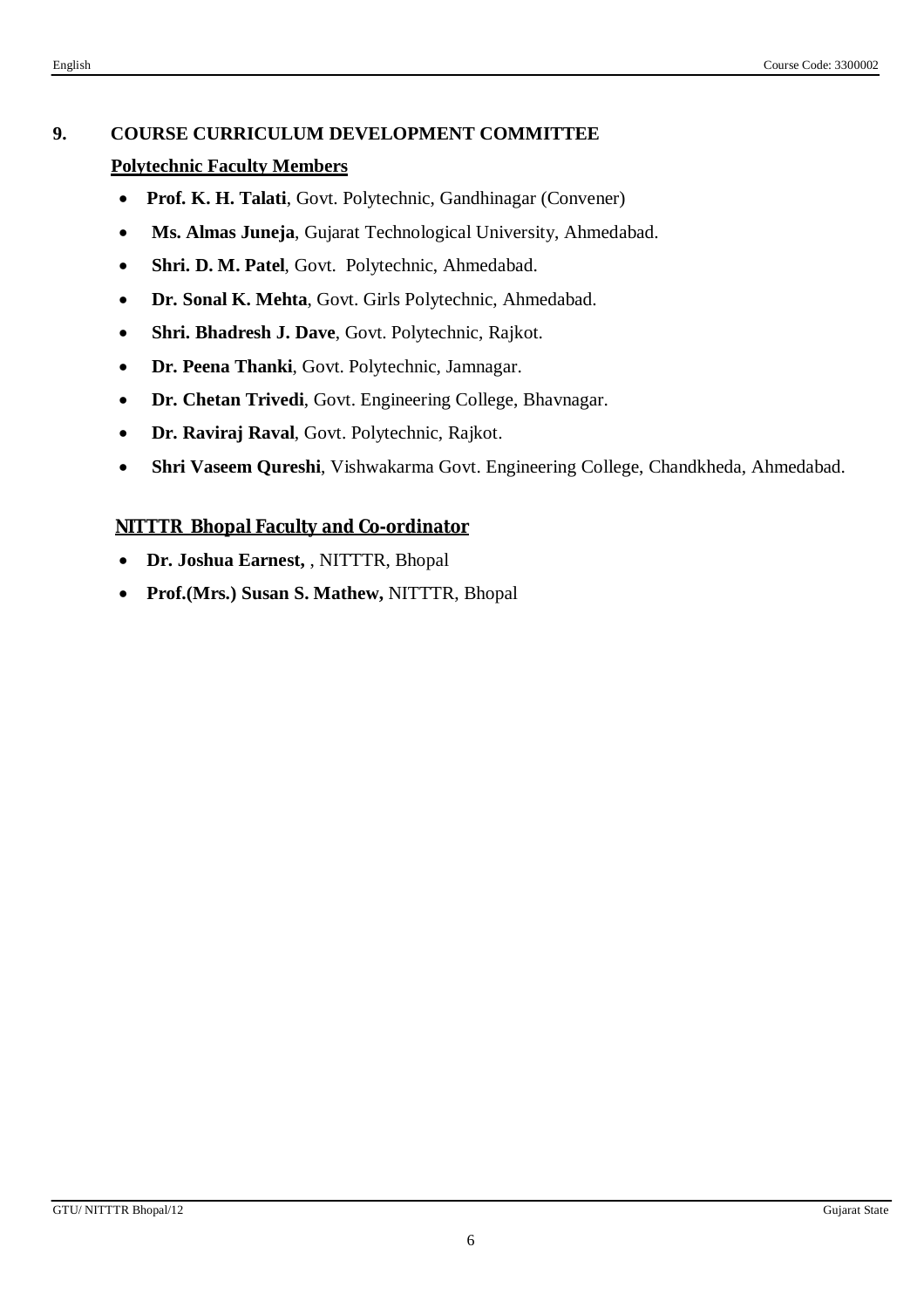## 9. COURSE CURRICULUM DEVELOPMENT COMMITTEE

**Polytechnic Faculty Members**

- **Prof. K. H. Talati**, Govt. Polytechnic, Gandhinagar (Convener)
- **Ms. Almas Juneja**, Gujarat Technological University, Ahmedabad.
- **Shri. D. M. Patel**, Govt. Polytechnic, Ahmedabad.
- **Dr. Sonal K. Mehta**, Govt. Girls Polytechnic, Ahmedabad.
- **Shri. Bhadresh J. Dave**, Govt. Polytechnic, Rajkot.
- **Dr. Peena Thanki**, Govt. Polytechnic, Jamnagar.
- **Dr. Chetan Trivedi**, Govt. Engineering College, Bhavnagar.
- **Dr. Raviraj Raval**, Govt. Polytechnic, Rajkot.
- **Shri Vaseem Qureshi**, Vishwakarma Govt. Engineering College, Chandkheda, Ahmedabad.

**NITTTR Bhopal Faculty and Co-ordinator**

- **Dr. Joshua Earnest,** , NITTTR, Bhopal
- **Prof.(Mrs.) Susan S. Mathew,** NITTTR, Bhopal